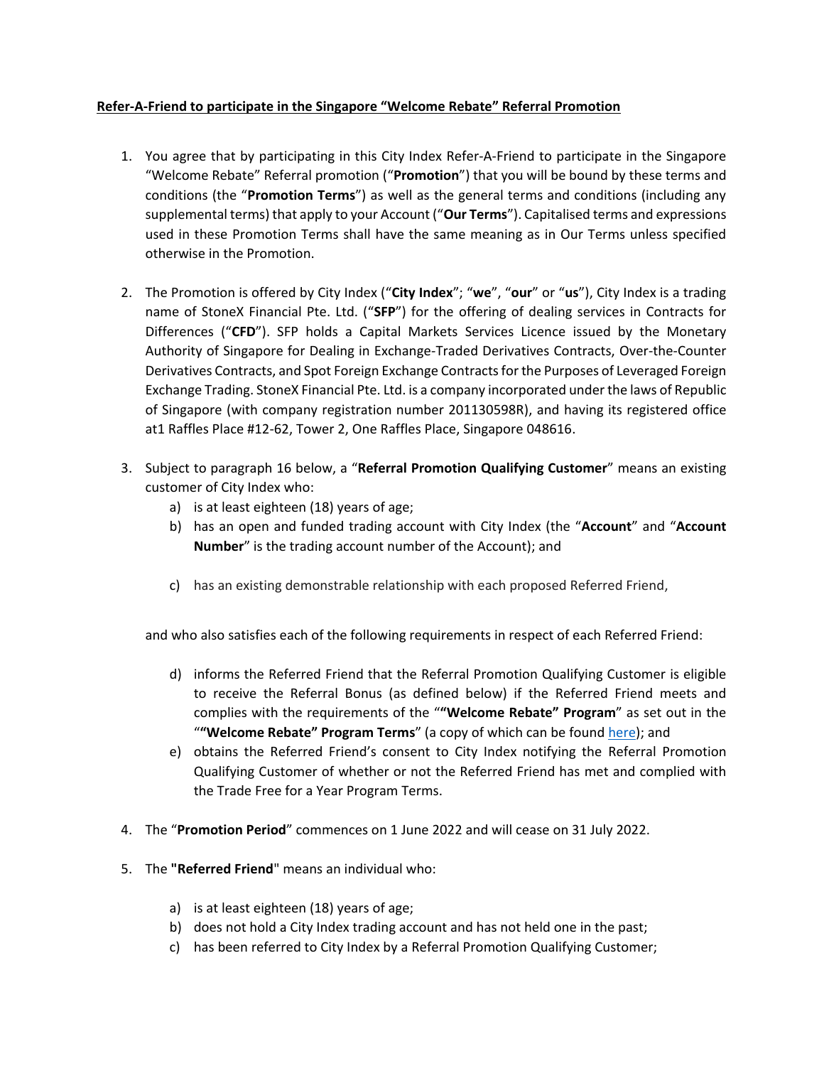**Refer-A-Friend to participate in the Singapore "Welcome Rebate" Referral Promotion**

1. You agree that by participating in this City Index Refer-A-Friend to participate in the Singapore "Welcome Rebate" Referral promotion ("**Promotion**") that you will be bound by these terms and conditions (the "**Promotion Terms**") as well as the general terms and conditions (including any supplemental terms) that apply to your Account ("**Our Terms**"). Capitalised terms and expressions used in these Promotion Terms shall have the same meaning as in Our Terms unless specified otherwise in the Promotion.

2. The Promotion is offered by City Index ("**City Index**"; "**we**", "**our**" or "**us**"), City Index is a trading name of StoneX Financial Pte. Ltd. ("**SFP**") for the offering of dealing services in Contracts for Differences ("**CFD**"). SFP holds a Capital Markets Services Licence issued by the Monetary Authority of Singapore for Dealing in Exchange-Traded Derivatives Contracts, Over-the-Counter Derivatives Contracts, and Spot Foreign Exchange Contracts for the Purposes of Leveraged Foreign Exchange Trading. StoneX Financial Pte. Ltd. is a company incorporated under the laws of Republic of Singapore (with company registration number 201130598R), and having its registered office at1 Raffles Place #12-62, Tower 2, One Raffles Place, Singapore 048616.

3. Subject to paragraph 16 below, a "**Referral Promotion Qualifying Customer**" means an existing customer of City Index who:
   a) is at least eighteen (18) years of age;
   b) has an open and funded trading account with City Index (the "**Account**" and "**Account Number**" is the trading account number of the Account); and
   c) has an existing demonstrable relationship with each proposed Referred Friend,

   and who also satisfies each of the following requirements in respect of each Referred Friend:

   d) informs the Referred Friend that the Referral Promotion Qualifying Customer is eligible to receive the Referral Bonus (as defined below) if the Referred Friend meets and complies with the requirements of the ""**Welcome Rebate" Program**" as set out in the ""**Welcome Rebate" Program Terms**" (a copy of which can be found here); and
   e) obtains the Referred Friend's consent to City Index notifying the Referral Promotion Qualifying Customer of whether or not the Referred Friend has met and complied with the Trade Free for a Year Program Terms.

4. The "**Promotion Period**" commences on 1 June 2022 and will cease on 31 July 2022.

5. The **"Referred Friend"** means an individual who:
   a) is at least eighteen (18) years of age;
   b) does not hold a City Index trading account and has not held one in the past;
   c) has been referred to City Index by a Referral Promotion Qualifying Customer;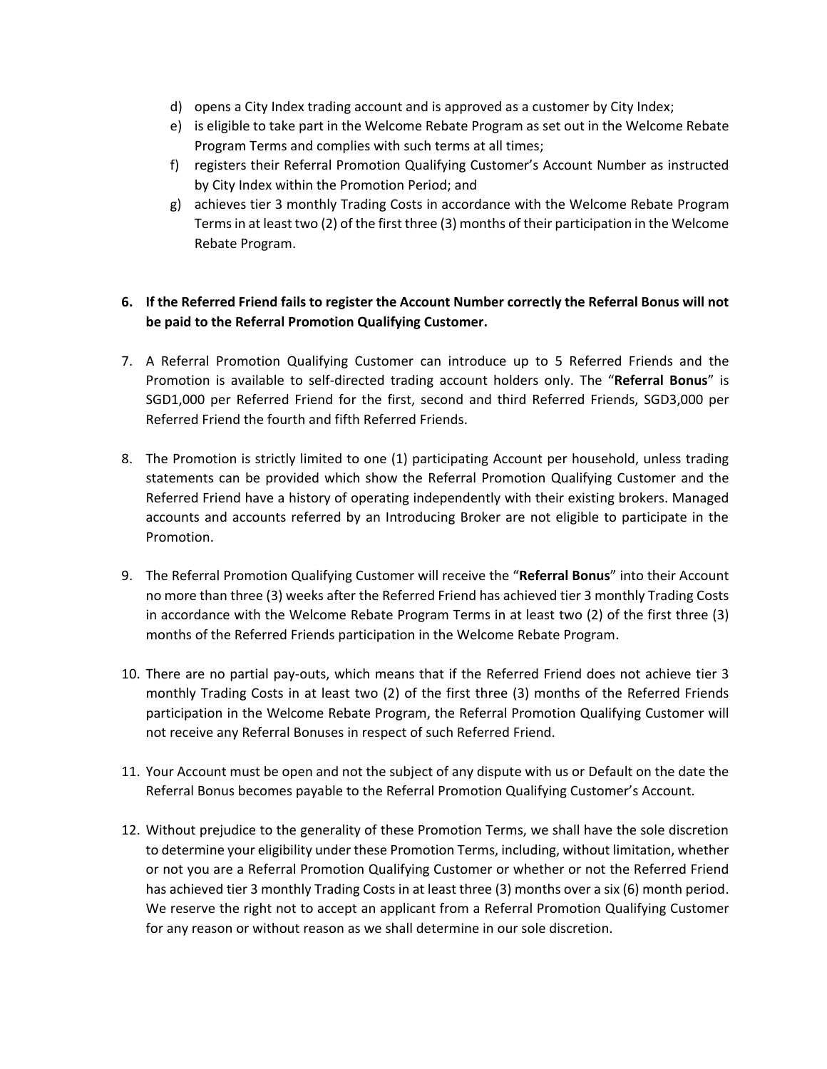d) opens a City Index trading account and is approved as a customer by City Index;
e) is eligible to take part in the Welcome Rebate Program as set out in the Welcome Rebate Program Terms and complies with such terms at all times;
f) registers their Referral Promotion Qualifying Customer's Account Number as instructed by City Index within the Promotion Period; and
g) achieves tier 3 monthly Trading Costs in accordance with the Welcome Rebate Program Terms in at least two (2) of the first three (3) months of their participation in the Welcome Rebate Program.

6. **If the Referred Friend fails to register the Account Number correctly the Referral Bonus will not be paid to the Referral Promotion Qualifying Customer.**

7. A Referral Promotion Qualifying Customer can introduce up to 5 Referred Friends and the Promotion is available to self-directed trading account holders only. The "**Referral Bonus**" is SGD1,000 per Referred Friend for the first, second and third Referred Friends, SGD3,000 per Referred Friend the fourth and fifth Referred Friends.

8. The Promotion is strictly limited to one (1) participating Account per household, unless trading statements can be provided which show the Referral Promotion Qualifying Customer and the Referred Friend have a history of operating independently with their existing brokers. Managed accounts and accounts referred by an Introducing Broker are not eligible to participate in the Promotion.

9. The Referral Promotion Qualifying Customer will receive the "**Referral Bonus**" into their Account no more than three (3) weeks after the Referred Friend has achieved tier 3 monthly Trading Costs in accordance with the Welcome Rebate Program Terms in at least two (2) of the first three (3) months of the Referred Friends participation in the Welcome Rebate Program.

10. There are no partial pay-outs, which means that if the Referred Friend does not achieve tier 3 monthly Trading Costs in at least two (2) of the first three (3) months of the Referred Friends participation in the Welcome Rebate Program, the Referral Promotion Qualifying Customer will not receive any Referral Bonuses in respect of such Referred Friend.

11. Your Account must be open and not the subject of any dispute with us or Default on the date the Referral Bonus becomes payable to the Referral Promotion Qualifying Customer's Account.

12. Without prejudice to the generality of these Promotion Terms, we shall have the sole discretion to determine your eligibility under these Promotion Terms, including, without limitation, whether or not you are a Referral Promotion Qualifying Customer or whether or not the Referred Friend has achieved tier 3 monthly Trading Costs in at least three (3) months over a six (6) month period. We reserve the right not to accept an applicant from a Referral Promotion Qualifying Customer for any reason or without reason as we shall determine in our sole discretion.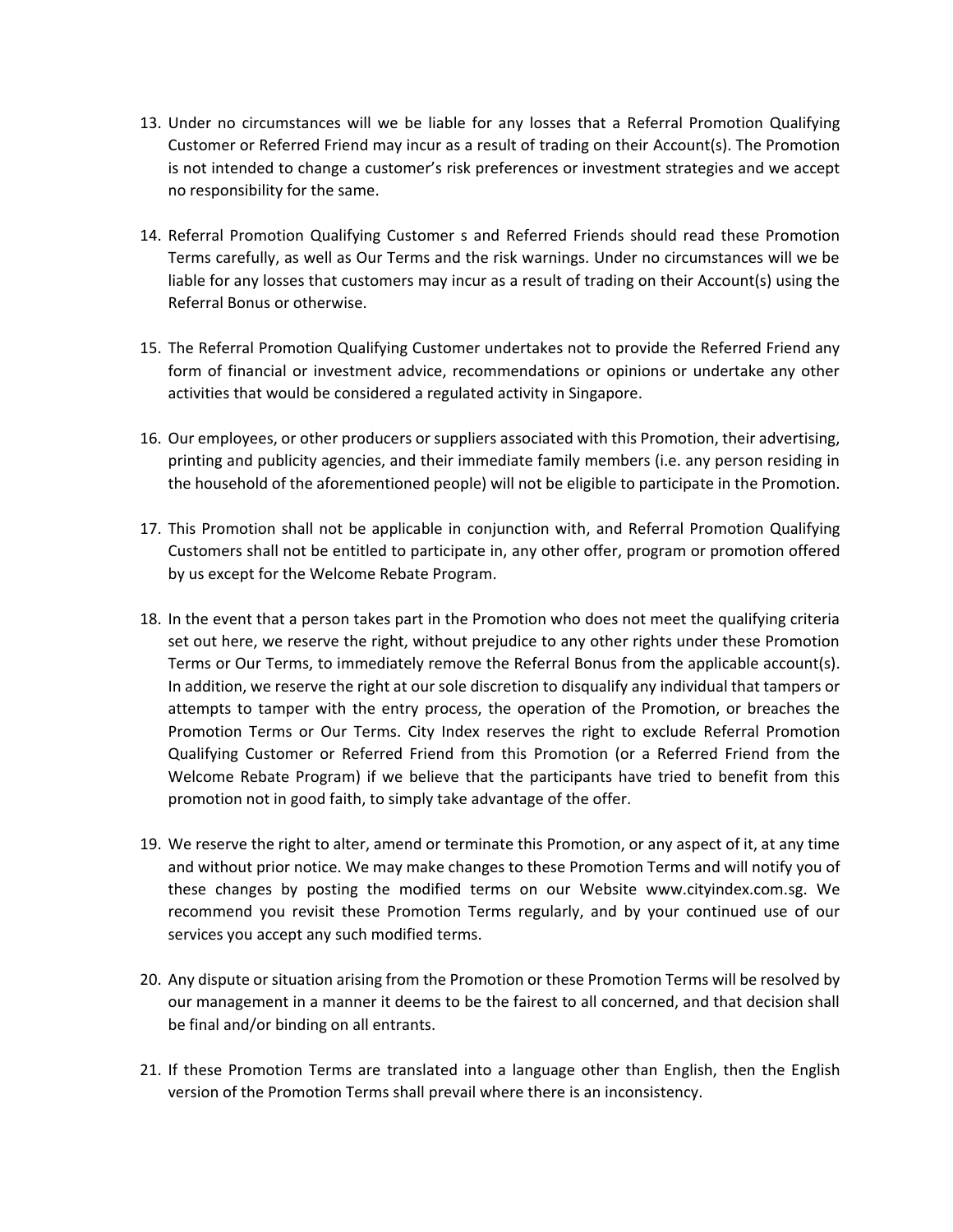13. Under no circumstances will we be liable for any losses that a Referral Promotion Qualifying Customer or Referred Friend may incur as a result of trading on their Account(s). The Promotion is not intended to change a customer's risk preferences or investment strategies and we accept no responsibility for the same.

14. Referral Promotion Qualifying Customer s and Referred Friends should read these Promotion Terms carefully, as well as Our Terms and the risk warnings. Under no circumstances will we be liable for any losses that customers may incur as a result of trading on their Account(s) using the Referral Bonus or otherwise.

15. The Referral Promotion Qualifying Customer undertakes not to provide the Referred Friend any form of financial or investment advice, recommendations or opinions or undertake any other activities that would be considered a regulated activity in Singapore.

16. Our employees, or other producers or suppliers associated with this Promotion, their advertising, printing and publicity agencies, and their immediate family members (i.e. any person residing in the household of the aforementioned people) will not be eligible to participate in the Promotion.

17. This Promotion shall not be applicable in conjunction with, and Referral Promotion Qualifying Customers shall not be entitled to participate in, any other offer, program or promotion offered by us except for the Welcome Rebate Program.

18. In the event that a person takes part in the Promotion who does not meet the qualifying criteria set out here, we reserve the right, without prejudice to any other rights under these Promotion Terms or Our Terms, to immediately remove the Referral Bonus from the applicable account(s). In addition, we reserve the right at our sole discretion to disqualify any individual that tampers or attempts to tamper with the entry process, the operation of the Promotion, or breaches the Promotion Terms or Our Terms. City Index reserves the right to exclude Referral Promotion Qualifying Customer or Referred Friend from this Promotion (or a Referred Friend from the Welcome Rebate Program) if we believe that the participants have tried to benefit from this promotion not in good faith, to simply take advantage of the offer.

19. We reserve the right to alter, amend or terminate this Promotion, or any aspect of it, at any time and without prior notice. We may make changes to these Promotion Terms and will notify you of these changes by posting the modified terms on our Website www.cityindex.com.sg. We recommend you revisit these Promotion Terms regularly, and by your continued use of our services you accept any such modified terms.

20. Any dispute or situation arising from the Promotion or these Promotion Terms will be resolved by our management in a manner it deems to be the fairest to all concerned, and that decision shall be final and/or binding on all entrants.

21. If these Promotion Terms are translated into a language other than English, then the English version of the Promotion Terms shall prevail where there is an inconsistency.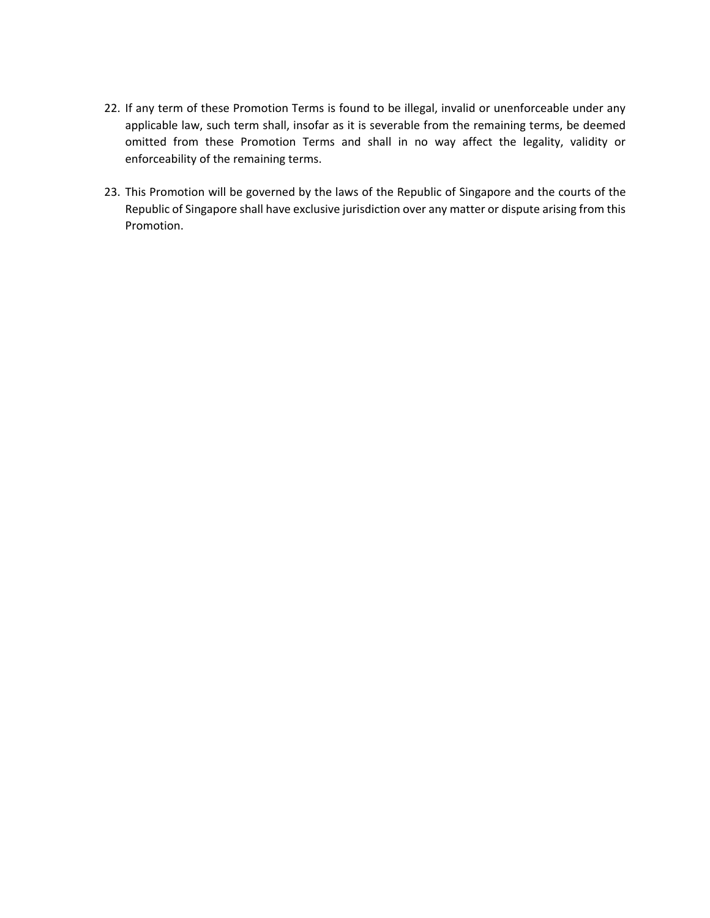22. If any term of these Promotion Terms is found to be illegal, invalid or unenforceable under any applicable law, such term shall, insofar as it is severable from the remaining terms, be deemed omitted from these Promotion Terms and shall in no way affect the legality, validity or enforceability of the remaining terms.

23. This Promotion will be governed by the laws of the Republic of Singapore and the courts of the Republic of Singapore shall have exclusive jurisdiction over any matter or dispute arising from this Promotion.